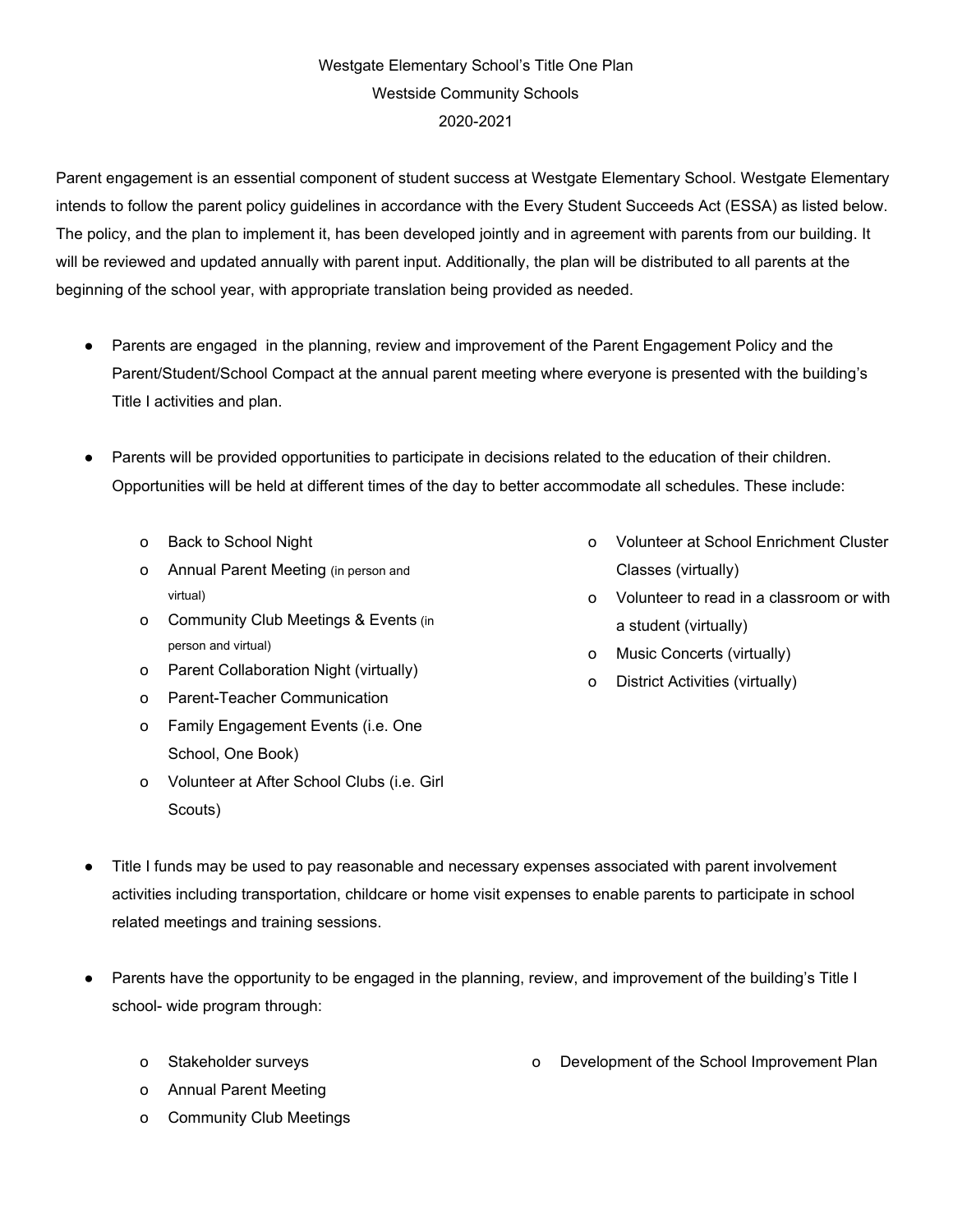Westgate Elementary School's Title One Plan

Westside Community Schools

2020-2021

Parent engagement is an essential component of student success at Westgate Elementary School. Westgate Elementary intends to follow the parent policy guidelines in accordance with the Every Student Succeeds Act (ESSA) as listed below. The policy, and the plan to implement it, has been developed jointly and in agreement with parents from our building. It will be reviewed and updated annually with parent input. Additionally, the plan will be distributed to all parents at the beginning of the school year, with appropriate translation being provided as needed.

- Parents are engaged in the planning, review and improvement of the Parent Engagement Policy and the Parent/Student/School Compact at the annual parent meeting where everyone is presented with the building's Title I activities and plan.

- Parents will be provided opportunities to participate in decisions related to the education of their children. Opportunities will be held at different times of the day to better accommodate all schedules. These include:
  - Back to School Night
  - Annual Parent Meeting (in person and virtual)
  - Community Club Meetings & Events (in person and virtual)
  - Parent Collaboration Night (virtually)
  - Parent-Teacher Communication
  - Family Engagement Events (i.e. One School, One Book)
  - Volunteer at After School Clubs (i.e. Girl Scouts)
  - Volunteer at School Enrichment Cluster Classes (virtually)
  - Volunteer to read in a classroom or with a student (virtually)
  - Music Concerts (virtually)
  - District Activities (virtually)

- Title I funds may be used to pay reasonable and necessary expenses associated with parent involvement activities including transportation, childcare or home visit expenses to enable parents to participate in school related meetings and training sessions.

- Parents have the opportunity to be engaged in the planning, review, and improvement of the building's Title I school- wide program through:
  - Stakeholder surveys
  - Annual Parent Meeting
  - Community Club Meetings
  - Development of the School Improvement Plan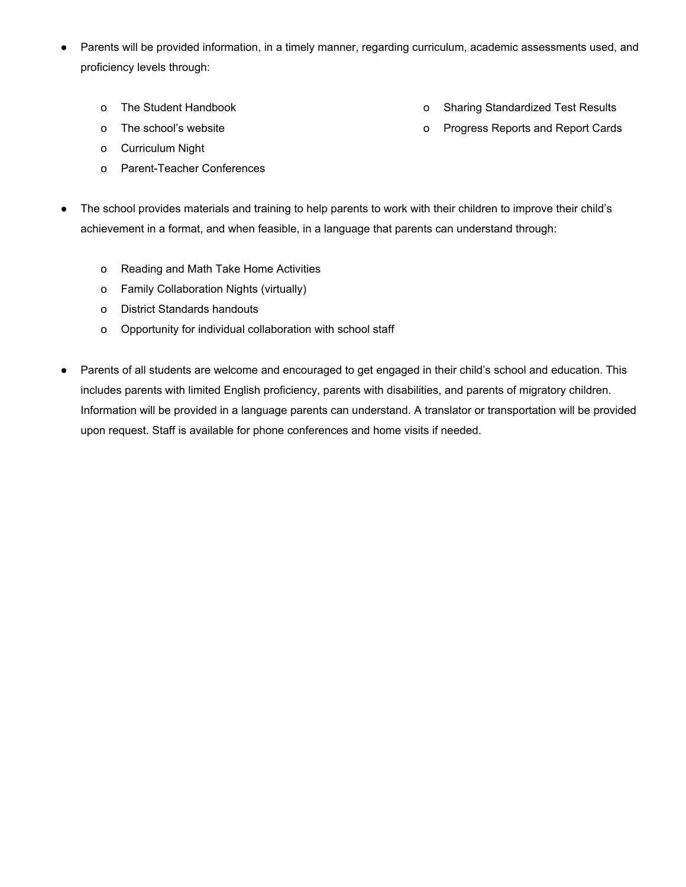- Parents will be provided information, in a timely manner, regarding curriculum, academic assessments used, and proficiency levels through:
  - The Student Handbook
  - The school's website
  - Curriculum Night
  - Parent-Teacher Conferences
  - Sharing Standardized Test Results
  - Progress Reports and Report Cards

- The school provides materials and training to help parents to work with their children to improve their child's achievement in a format, and when feasible, in a language that parents can understand through:
  - Reading and Math Take Home Activities
  - Family Collaboration Nights (virtually)
  - District Standards handouts
  - Opportunity for individual collaboration with school staff

- Parents of all students are welcome and encouraged to get engaged in their child's school and education. This includes parents with limited English proficiency, parents with disabilities, and parents of migratory children. Information will be provided in a language parents can understand. A translator or transportation will be provided upon request. Staff is available for phone conferences and home visits if needed.